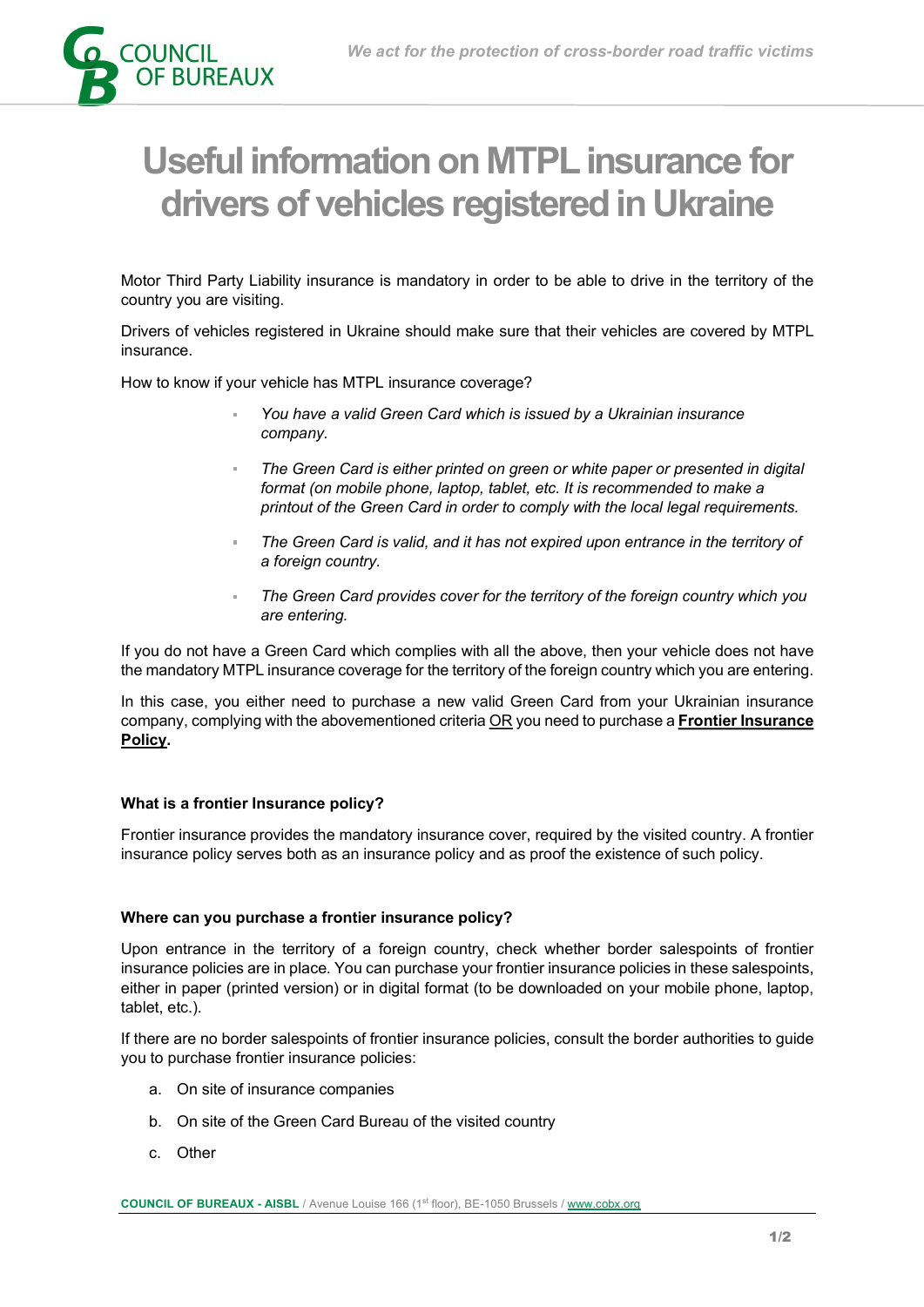# Useful information on MTPL insurance for drivers of vehicles registered in Ukraine

Motor Third Party Liability insurance is mandatory in order to be able to drive in the territory of the country you are visiting.

Drivers of vehicles registered in Ukraine should make sure that their vehicles are covered by MTPL insurance.

How to know if your vehicle has MTPL insurance coverage?

- *You have a valid Green Card which is issued by a Ukrainian insurance company.*
- *The Green Card is either printed on green or white paper or presented in digital format (on mobile phone, laptop, tablet, etc. It is recommended to make a printout of the Green Card in order to comply with the local legal requirements.*
- *The Green Card is valid, and it has not expired upon entrance in the territory of a foreign country.*
- *The Green Card provides cover for the territory of the foreign country which you are entering.*

If you do not have a Green Card which complies with all the above, then your vehicle does not have the mandatory MTPL insurance coverage for the territory of the foreign country which you are entering.

In this case, you either need to purchase a new valid Green Card from your Ukrainian insurance company, complying with the abovementioned criteria OR you need to purchase a **Frontier Insurance Policy**.

### What is a frontier Insurance policy?

Frontier insurance provides the mandatory insurance cover, required by the visited country. A frontier insurance policy serves both as an insurance policy and as proof the existence of such policy.

### Where can you purchase a frontier insurance policy?

Upon entrance in the territory of a foreign country, check whether border salespoints of frontier insurance policies are in place. You can purchase your frontier insurance policies in these salespoints, either in paper (printed version) or in digital format (to be downloaded on your mobile phone, laptop, tablet, etc.).

If there are no border salespoints of frontier insurance policies, consult the border authorities to guide you to purchase frontier insurance policies:

a. On site of insurance companies

b. On site of the Green Card Bureau of the visited country

c. Other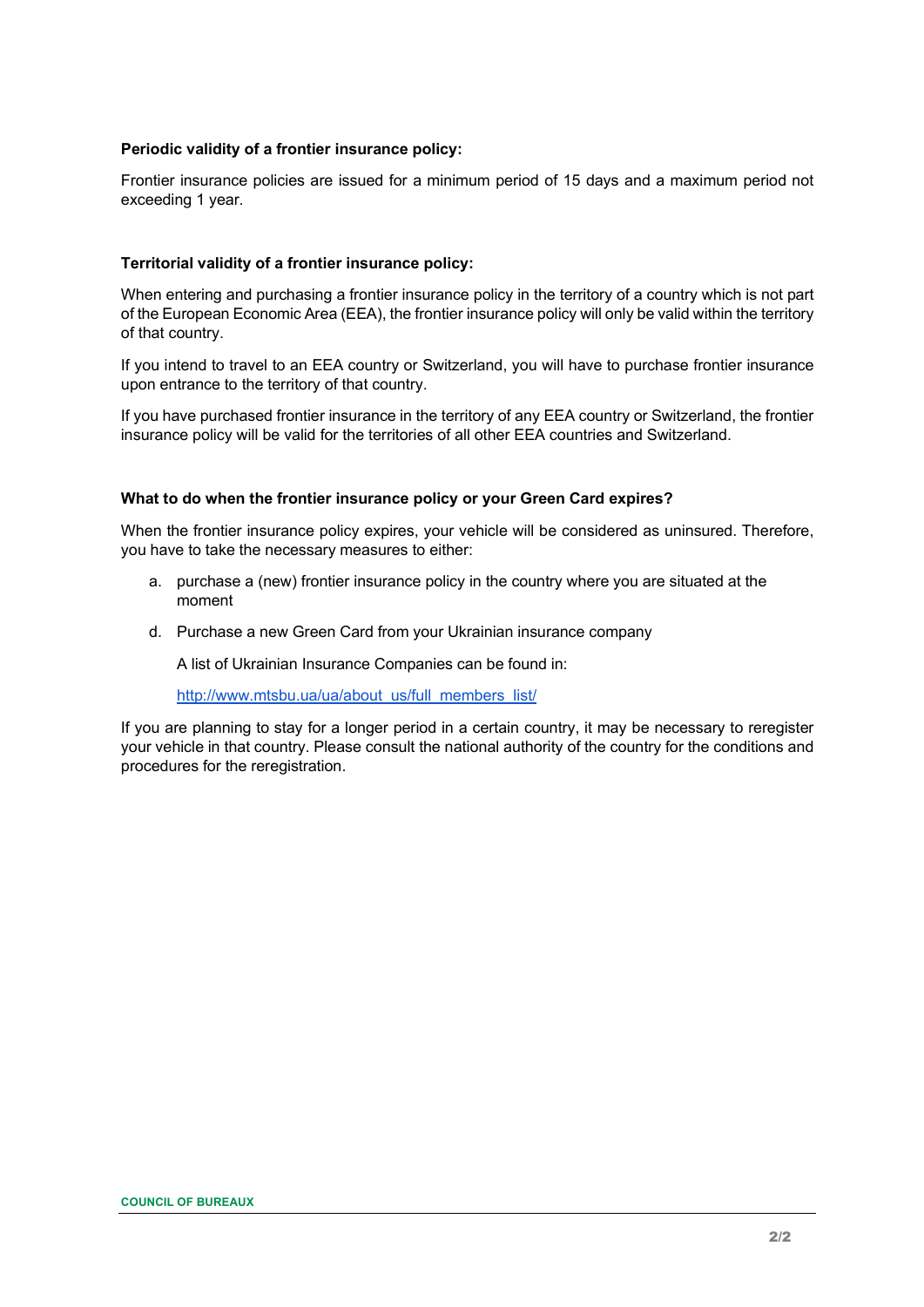**Periodic validity of a frontier insurance policy:**

Frontier insurance policies are issued for a minimum period of 15 days and a maximum period not exceeding 1 year.

**Territorial validity of a frontier insurance policy:**

When entering and purchasing a frontier insurance policy in the territory of a country which is not part of the European Economic Area (EEA), the frontier insurance policy will only be valid within the territory of that country.

If you intend to travel to an EEA country or Switzerland, you will have to purchase frontier insurance upon entrance to the territory of that country.

If you have purchased frontier insurance in the territory of any EEA country or Switzerland, the frontier insurance policy will be valid for the territories of all other EEA countries and Switzerland.

**What to do when the frontier insurance policy or your Green Card expires?**

When the frontier insurance policy expires, your vehicle will be considered as uninsured. Therefore, you have to take the necessary measures to either:

a. purchase a (new) frontier insurance policy in the country where you are situated at the moment

d. Purchase a new Green Card from your Ukrainian insurance company

   A list of Ukrainian Insurance Companies can be found in:

   http://www.mtsbu.ua/ua/about_us/full_members_list/

If you are planning to stay for a longer period in a certain country, it may be necessary to reregister your vehicle in that country. Please consult the national authority of the country for the conditions and procedures for the reregistration.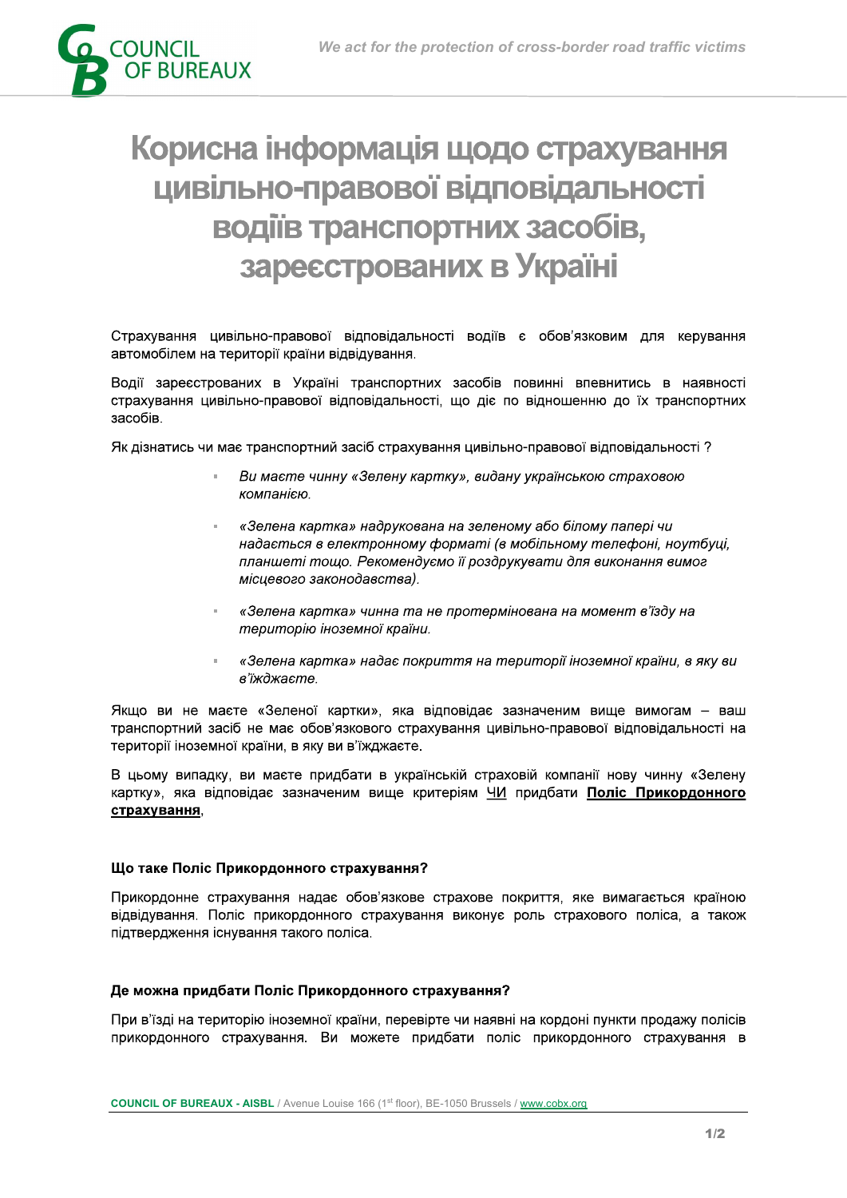# Корисна інформація щодо страхування цивільно-правової відповідальності водіїв транспортних засобів, зареєстрованих в Україні

Страхування цивільно-правової відповідальності водіїв є обов'язковим для керування автомобілем на території країни відвідування.

Водії зареєстрованих в Україні транспортних засобів повинні впевнитись в наявності страхування цивільно-правової відповідальності, що діє по відношенню до їх транспортних засобів.

Як дізнатись чи має транспортний засіб страхування цивільно-правової відповідальності ?

- *Ви маєте чинну «Зелену картку», видану українською страховою компанією.*
- *«Зелена картка» надрукована на зеленому або білому папері чи надається в електронному форматі (в мобільному телефоні, ноутбуці, планшеті тощо. Рекомендуємо її роздрукувати для виконання вимог місцевого законодавства).*
- *«Зелена картка» чинна та не протермінована на момент в'їзду на територію іноземної країни.*
- *«Зелена картка» надає покриття на території іноземної країни, в яку ви в'їжджаєте.*

Якщо ви не маєте «Зеленої картки», яка відповідає зазначеним вище вимогам – ваш транспортний засіб не має обов'язкового страхування цивільно-правової відповідальності на території іноземної країни, в яку ви в'їжджаєте.

В цьому випадку, ви маєте придбати в українській страховій компанії нову чинну «Зелену картку», яка відповідає зазначеним вище критеріям <u>ЧИ</u> придбати **<u>Поліс Прикордонного страхування</u>**,

### Що таке Поліс Прикордонного страхування?

Прикордонне страхування надає обов'язкове страхове покриття, яке вимагається країною відвідування. Поліс прикордонного страхування виконує роль страхового поліса, а також підтвердження існування такого поліса.

### Де можна придбати Поліс Прикордонного страхування?

При в'їзді на територію іноземної країни, перевірте чи наявні на кордоні пункти продажу полісів прикордонного страхування. Ви можете придбати поліс прикордонного страхування в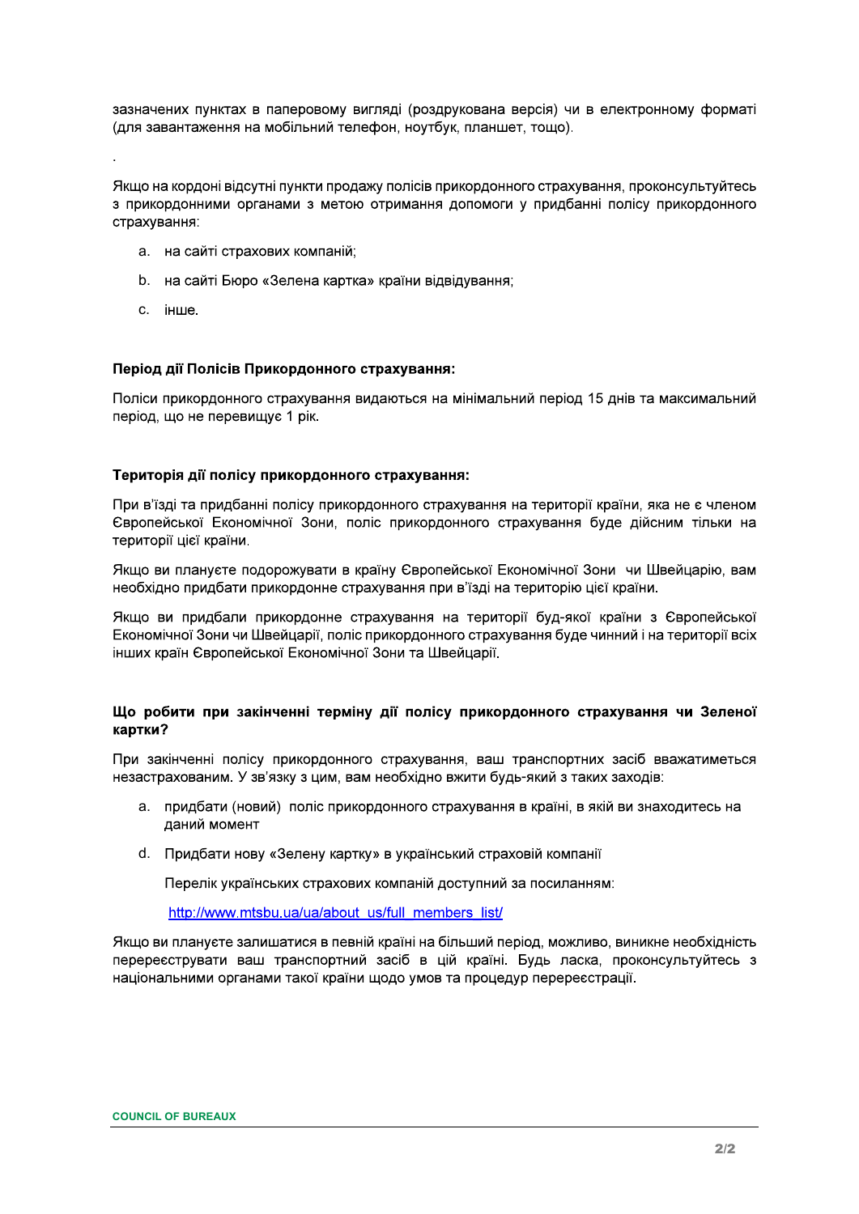зазначених пунктах в паперовому вигляді (роздрукована версія) чи в електронному форматі (для завантаження на мобільний телефон, ноутбук, планшет, тощо).

.

Якщо на кордоні відсутні пункти продажу полісів прикордонного страхування, проконсультуйтесь з прикордонними органами з метою отримання допомоги у придбанні полісу прикордонного страхування:

a. на сайті страхових компаній;

b. на сайті Бюро «Зелена картка» країни відвідування;

c. інше.

**Період дії Полісів Прикордонного страхування:**

Поліси прикордонного страхування видаються на мінімальний період 15 днів та максимальний період, що не перевищує 1 рік.

**Територія дії полісу прикордонного страхування:**

При в'їзді та придбанні полісу прикордонного страхування на території країни, яка не є членом Європейської Економічної Зони, поліс прикордонного страхування буде дійсним тільки на території цієї країни.

Якщо ви плануєте подорожувати в країну Європейської Економічної Зони чи Швейцарію, вам необхідно придбати прикордонне страхування при в'їзді на територію цієї країни.

Якщо ви придбали прикордонне страхування на території будь-якої країни з Європейської Економічної Зони чи Швейцарії, поліс прикордонного страхування буде чинний і на території всіх інших країн Європейської Економічної Зони та Швейцарії.

**Що робити при закінченні терміну дії полісу прикордонного страхування чи Зеленої картки?**

При закінченні полісу прикордонного страхування, ваш транспортних засіб вважатиметься незастрахованим. У зв'язку з цим, вам необхідно вжити будь-який з таких заходів:

a. придбати (новий) поліс прикордонного страхування в країні, в якій ви знаходитесь на даний момент

d. Придбати нову «Зелену картку» в українській страховій компанії

   Перелік українських страхових компаній доступний за посиланням:

   http://www.mtsbu.ua/ua/about_us/full_members_list/

Якщо ви плануєте залишатися в певній країні на більший період, можливо, виникне необхідність перереєструвати ваш транспортний засіб в цій країні. Будь ласка, проконсультуйтесь з національними органами такої країни щодо умов та процедур перереєстрації.